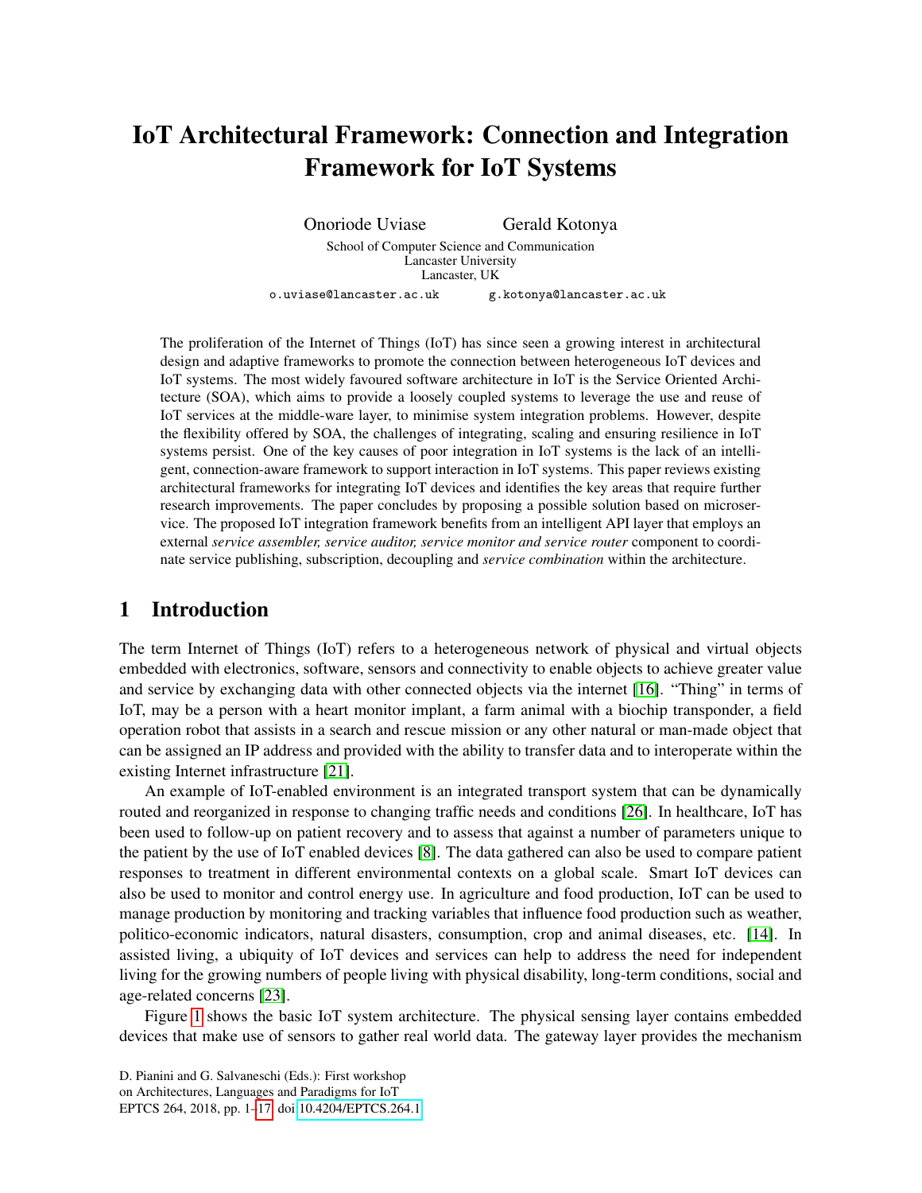# IoT Architectural Framework: Connection and Integration Framework for IoT Systems

Onoriode Uviase    Gerald Kotonya

School of Computer Science and Communication
Lancaster University
Lancaster, UK

o.uviase@lancaster.ac.uk    g.kotonya@lancaster.ac.uk

The proliferation of the Internet of Things (IoT) has since seen a growing interest in architectural design and adaptive frameworks to promote the connection between heterogeneous IoT devices and IoT systems. The most widely favoured software architecture in IoT is the Service Oriented Architecture (SOA), which aims to provide a loosely coupled systems to leverage the use and reuse of IoT services at the middle-ware layer, to minimise system integration problems. However, despite the flexibility offered by SOA, the challenges of integrating, scaling and ensuring resilience in IoT systems persist. One of the key causes of poor integration in IoT systems is the lack of an intelligent, connection-aware framework to support interaction in IoT systems. This paper reviews existing architectural frameworks for integrating IoT devices and identifies the key areas that require further research improvements. The paper concludes by proposing a possible solution based on microservice. The proposed IoT integration framework benefits from an intelligent API layer that employs an external *service assembler, service auditor, service monitor and service router* component to coordinate service publishing, subscription, decoupling and *service combination* within the architecture.

## 1 Introduction

The term Internet of Things (IoT) refers to a heterogeneous network of physical and virtual objects embedded with electronics, software, sensors and connectivity to enable objects to achieve greater value and service by exchanging data with other connected objects via the internet [16]. "Thing" in terms of IoT, may be a person with a heart monitor implant, a farm animal with a biochip transponder, a field operation robot that assists in a search and rescue mission or any other natural or man-made object that can be assigned an IP address and provided with the ability to transfer data and to interoperate within the existing Internet infrastructure [21].

An example of IoT-enabled environment is an integrated transport system that can be dynamically routed and reorganized in response to changing traffic needs and conditions [26]. In healthcare, IoT has been used to follow-up on patient recovery and to assess that against a number of parameters unique to the patient by the use of IoT enabled devices [8]. The data gathered can also be used to compare patient responses to treatment in different environmental contexts on a global scale. Smart IoT devices can also be used to monitor and control energy use. In agriculture and food production, IoT can be used to manage production by monitoring and tracking variables that influence food production such as weather, politico-economic indicators, natural disasters, consumption, crop and animal diseases, etc. [14]. In assisted living, a ubiquity of IoT devices and services can help to address the need for independent living for the growing numbers of people living with physical disability, long-term conditions, social and age-related concerns [23].

Figure 1 shows the basic IoT system architecture. The physical sensing layer contains embedded devices that make use of sensors to gather real world data. The gateway layer provides the mechanism

D. Pianini and G. Salvaneschi (Eds.): First workshop on Architectures, Languages and Paradigms for IoT
EPTCS 264, 2018, pp. 1–17, doi:10.4204/EPTCS.264.1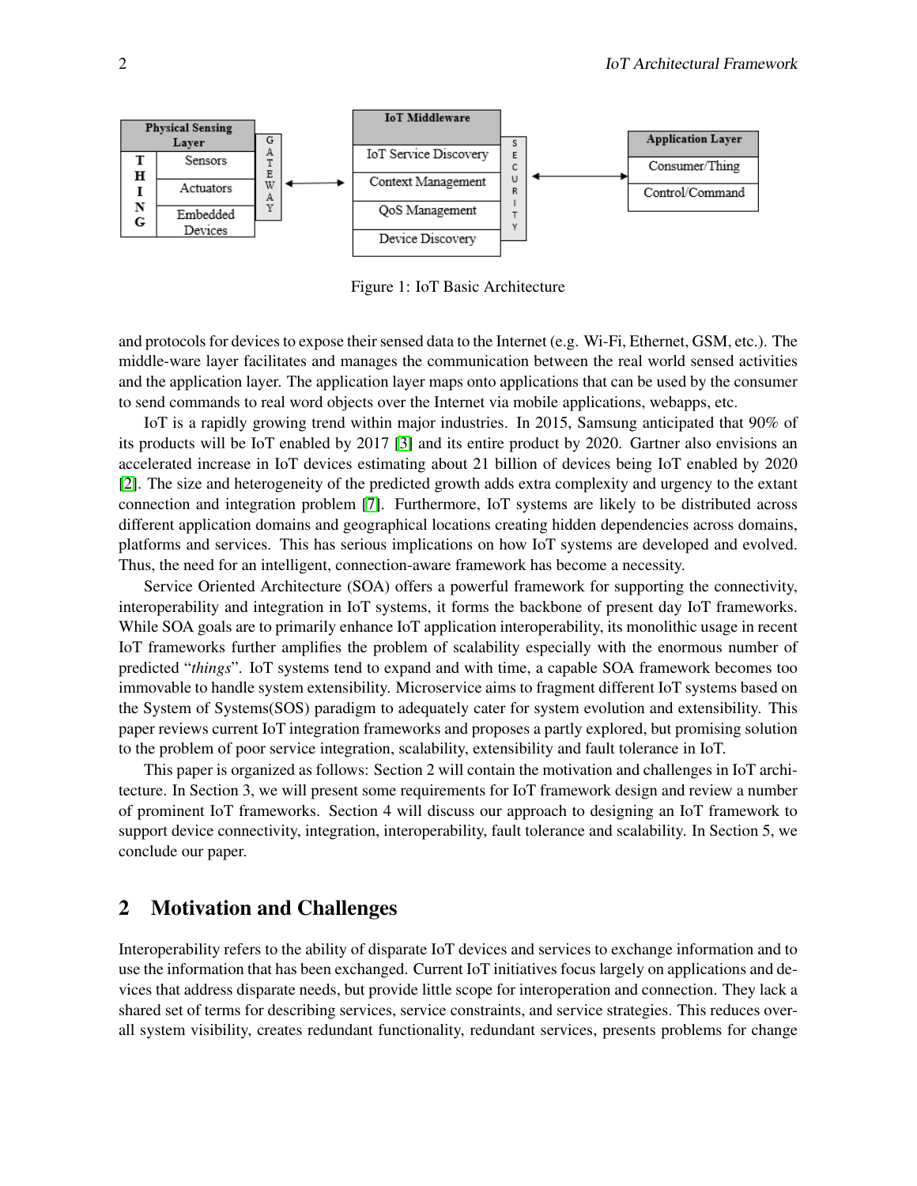Figure 1: IoT Basic Architecture

and protocols for devices to expose their sensed data to the Internet (e.g. Wi-Fi, Ethernet, GSM, etc.). The middle-ware layer facilitates and manages the communication between the real world sensed activities and the application layer. The application layer maps onto applications that can be used by the consumer to send commands to real word objects over the Internet via mobile applications, webapps, etc.

IoT is a rapidly growing trend within major industries. In 2015, Samsung anticipated that 90% of its products will be IoT enabled by 2017 [3] and its entire product by 2020. Gartner also envisions an accelerated increase in IoT devices estimating about 21 billion of devices being IoT enabled by 2020 [2]. The size and heterogeneity of the predicted growth adds extra complexity and urgency to the extant connection and integration problem [7]. Furthermore, IoT systems are likely to be distributed across different application domains and geographical locations creating hidden dependencies across domains, platforms and services. This has serious implications on how IoT systems are developed and evolved. Thus, the need for an intelligent, connection-aware framework has become a necessity.

Service Oriented Architecture (SOA) offers a powerful framework for supporting the connectivity, interoperability and integration in IoT systems, it forms the backbone of present day IoT frameworks. While SOA goals are to primarily enhance IoT application interoperability, its monolithic usage in recent IoT frameworks further amplifies the problem of scalability especially with the enormous number of predicted "*things*". IoT systems tend to expand and with time, a capable SOA framework becomes too immovable to handle system extensibility. Microservice aims to fragment different IoT systems based on the System of Systems(SOS) paradigm to adequately cater for system evolution and extensibility. This paper reviews current IoT integration frameworks and proposes a partly explored, but promising solution to the problem of poor service integration, scalability, extensibility and fault tolerance in IoT.

This paper is organized as follows: Section 2 will contain the motivation and challenges in IoT architecture. In Section 3, we will present some requirements for IoT framework design and review a number of prominent IoT frameworks. Section 4 will discuss our approach to designing an IoT framework to support device connectivity, integration, interoperability, fault tolerance and scalability. In Section 5, we conclude our paper.

## 2 Motivation and Challenges

Interoperability refers to the ability of disparate IoT devices and services to exchange information and to use the information that has been exchanged. Current IoT initiatives focus largely on applications and devices that address disparate needs, but provide little scope for interoperation and connection. They lack a shared set of terms for describing services, service constraints, and service strategies. This reduces overall system visibility, creates redundant functionality, redundant services, presents problems for change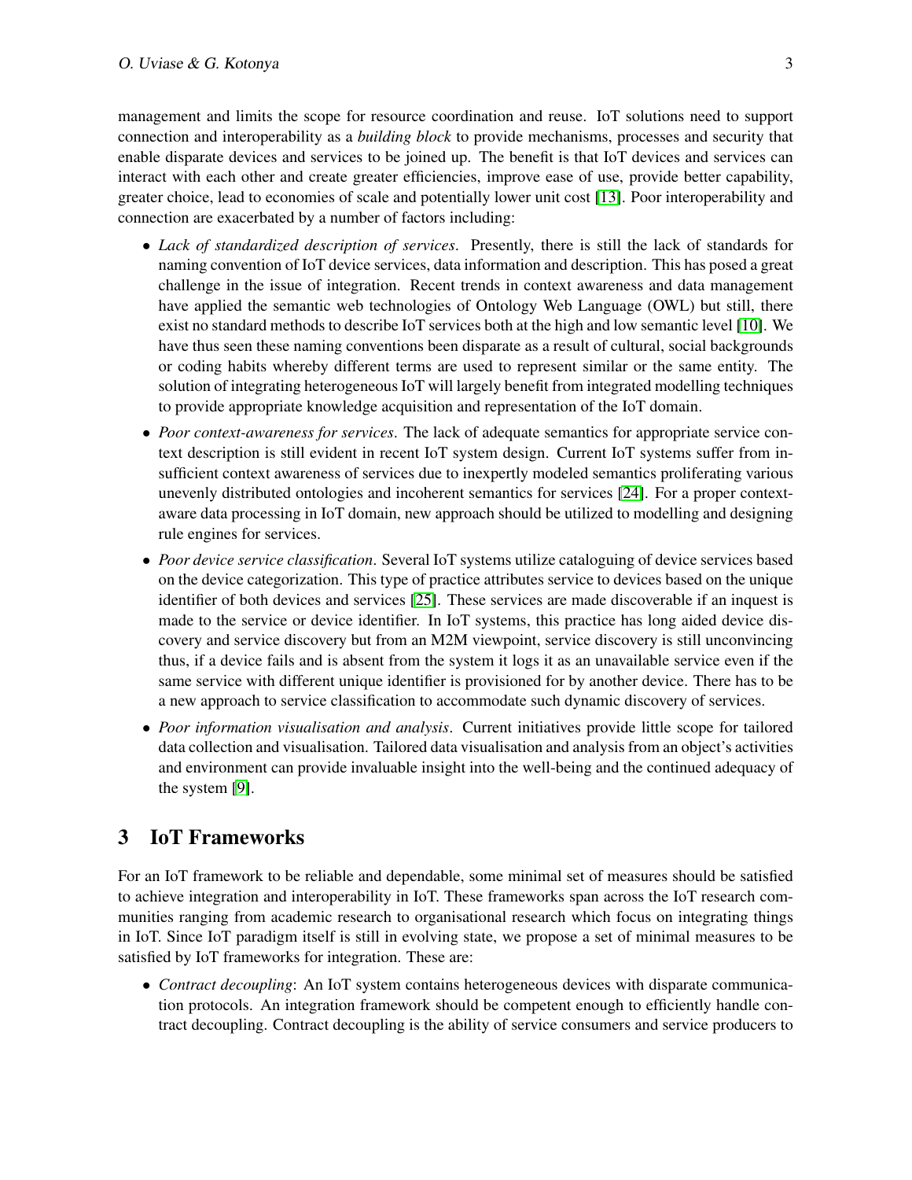management and limits the scope for resource coordination and reuse. IoT solutions need to support connection and interoperability as a *building block* to provide mechanisms, processes and security that enable disparate devices and services to be joined up. The benefit is that IoT devices and services can interact with each other and create greater efficiencies, improve ease of use, provide better capability, greater choice, lead to economies of scale and potentially lower unit cost [13]. Poor interoperability and connection are exacerbated by a number of factors including:

- *Lack of standardized description of services*. Presently, there is still the lack of standards for naming convention of IoT device services, data information and description. This has posed a great challenge in the issue of integration. Recent trends in context awareness and data management have applied the semantic web technologies of Ontology Web Language (OWL) but still, there exist no standard methods to describe IoT services both at the high and low semantic level [10]. We have thus seen these naming conventions been disparate as a result of cultural, social backgrounds or coding habits whereby different terms are used to represent similar or the same entity. The solution of integrating heterogeneous IoT will largely benefit from integrated modelling techniques to provide appropriate knowledge acquisition and representation of the IoT domain.
- *Poor context-awareness for services*. The lack of adequate semantics for appropriate service context description is still evident in recent IoT system design. Current IoT systems suffer from insufficient context awareness of services due to inexpertly modeled semantics proliferating various unevenly distributed ontologies and incoherent semantics for services [24]. For a proper context-aware data processing in IoT domain, new approach should be utilized to modelling and designing rule engines for services.
- *Poor device service classification*. Several IoT systems utilize cataloguing of device services based on the device categorization. This type of practice attributes service to devices based on the unique identifier of both devices and services [25]. These services are made discoverable if an inquest is made to the service or device identifier. In IoT systems, this practice has long aided device discovery and service discovery but from an M2M viewpoint, service discovery is still unconvincing thus, if a device fails and is absent from the system it logs it as an unavailable service even if the same service with different unique identifier is provisioned for by another device. There has to be a new approach to service classification to accommodate such dynamic discovery of services.
- *Poor information visualisation and analysis*. Current initiatives provide little scope for tailored data collection and visualisation. Tailored data visualisation and analysis from an object's activities and environment can provide invaluable insight into the well-being and the continued adequacy of the system [9].

## 3 IoT Frameworks

For an IoT framework to be reliable and dependable, some minimal set of measures should be satisfied to achieve integration and interoperability in IoT. These frameworks span across the IoT research communities ranging from academic research to organisational research which focus on integrating things in IoT. Since IoT paradigm itself is still in evolving state, we propose a set of minimal measures to be satisfied by IoT frameworks for integration. These are:

- *Contract decoupling*: An IoT system contains heterogeneous devices with disparate communication protocols. An integration framework should be competent enough to efficiently handle contract decoupling. Contract decoupling is the ability of service consumers and service producers to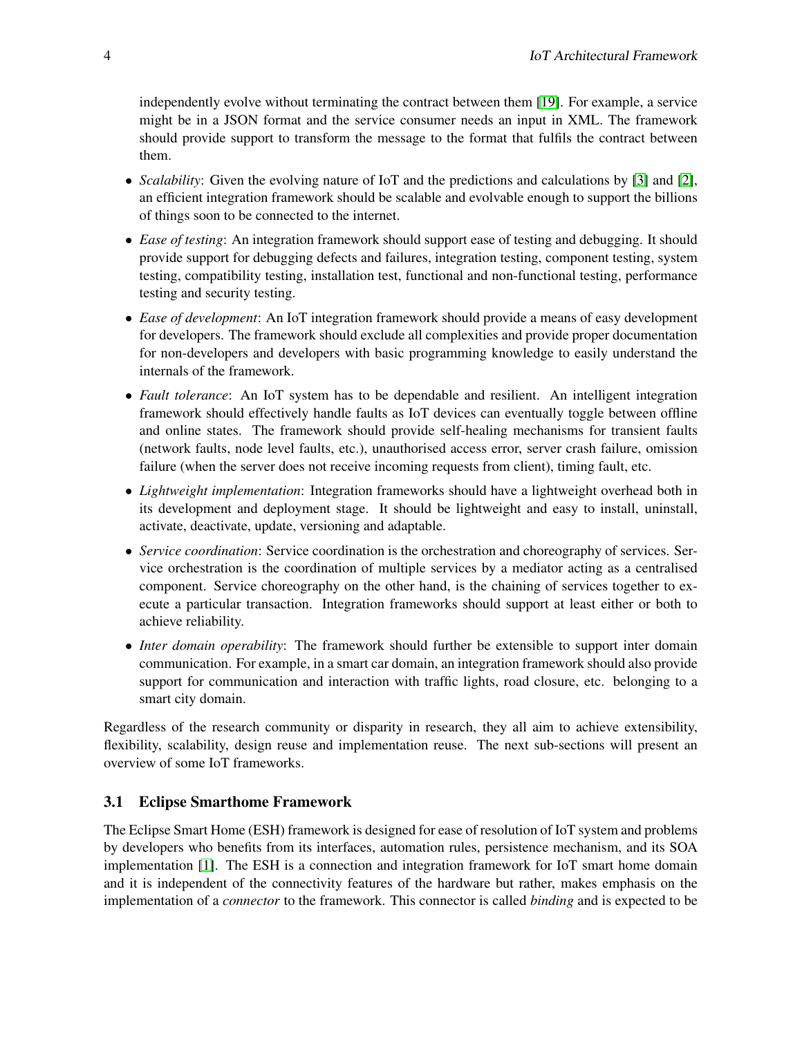independently evolve without terminating the contract between them [19]. For example, a service might be in a JSON format and the service consumer needs an input in XML. The framework should provide support to transform the message to the format that fulfils the contract between them.

- *Scalability*: Given the evolving nature of IoT and the predictions and calculations by [3] and [2], an efficient integration framework should be scalable and evolvable enough to support the billions of things soon to be connected to the internet.
- *Ease of testing*: An integration framework should support ease of testing and debugging. It should provide support for debugging defects and failures, integration testing, component testing, system testing, compatibility testing, installation test, functional and non-functional testing, performance testing and security testing.
- *Ease of development*: An IoT integration framework should provide a means of easy development for developers. The framework should exclude all complexities and provide proper documentation for non-developers and developers with basic programming knowledge to easily understand the internals of the framework.
- *Fault tolerance*: An IoT system has to be dependable and resilient. An intelligent integration framework should effectively handle faults as IoT devices can eventually toggle between offline and online states. The framework should provide self-healing mechanisms for transient faults (network faults, node level faults, etc.), unauthorised access error, server crash failure, omission failure (when the server does not receive incoming requests from client), timing fault, etc.
- *Lightweight implementation*: Integration frameworks should have a lightweight overhead both in its development and deployment stage. It should be lightweight and easy to install, uninstall, activate, deactivate, update, versioning and adaptable.
- *Service coordination*: Service coordination is the orchestration and choreography of services. Service orchestration is the coordination of multiple services by a mediator acting as a centralised component. Service choreography on the other hand, is the chaining of services together to execute a particular transaction. Integration frameworks should support at least either or both to achieve reliability.
- *Inter domain operability*: The framework should further be extensible to support inter domain communication. For example, in a smart car domain, an integration framework should also provide support for communication and interaction with traffic lights, road closure, etc. belonging to a smart city domain.

Regardless of the research community or disparity in research, they all aim to achieve extensibility, flexibility, scalability, design reuse and implementation reuse. The next sub-sections will present an overview of some IoT frameworks.

### 3.1 Eclipse Smarthome Framework

The Eclipse Smart Home (ESH) framework is designed for ease of resolution of IoT system and problems by developers who benefits from its interfaces, automation rules, persistence mechanism, and its SOA implementation [1]. The ESH is a connection and integration framework for IoT smart home domain and it is independent of the connectivity features of the hardware but rather, makes emphasis on the implementation of a *connector* to the framework. This connector is called *binding* and is expected to be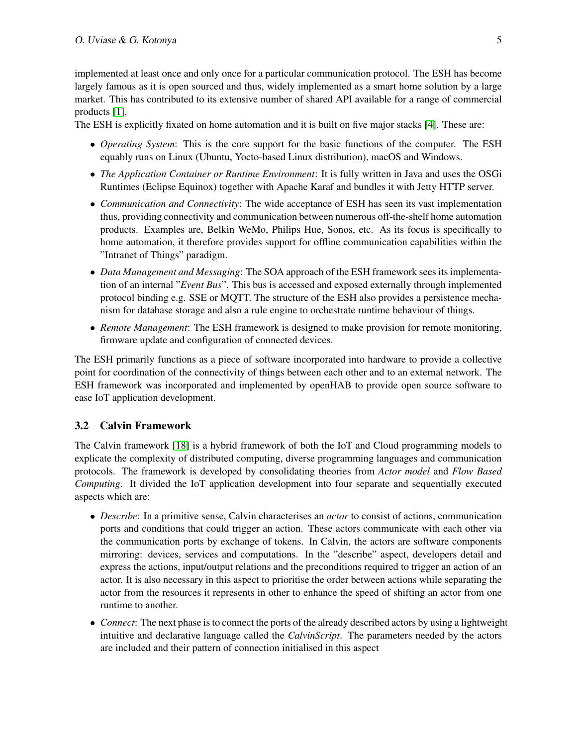implemented at least once and only once for a particular communication protocol. The ESH has become largely famous as it is open sourced and thus, widely implemented as a smart home solution by a large market. This has contributed to its extensive number of shared API available for a range of commercial products [1].

The ESH is explicitly fixated on home automation and it is built on five major stacks [4]. These are:

- *Operating System*: This is the core support for the basic functions of the computer. The ESH equably runs on Linux (Ubuntu, Yocto-based Linux distribution), macOS and Windows.
- *The Application Container or Runtime Environment*: It is fully written in Java and uses the OSGi Runtimes (Eclipse Equinox) together with Apache Karaf and bundles it with Jetty HTTP server.
- *Communication and Connectivity*: The wide acceptance of ESH has seen its vast implementation thus, providing connectivity and communication between numerous off-the-shelf home automation products. Examples are, Belkin WeMo, Philips Hue, Sonos, etc. As its focus is specifically to home automation, it therefore provides support for offline communication capabilities within the "Intranet of Things" paradigm.
- *Data Management and Messaging*: The SOA approach of the ESH framework sees its implementation of an internal "*Event Bus*". This bus is accessed and exposed externally through implemented protocol binding e.g. SSE or MQTT. The structure of the ESH also provides a persistence mechanism for database storage and also a rule engine to orchestrate runtime behaviour of things.
- *Remote Management*: The ESH framework is designed to make provision for remote monitoring, firmware update and configuration of connected devices.

The ESH primarily functions as a piece of software incorporated into hardware to provide a collective point for coordination of the connectivity of things between each other and to an external network. The ESH framework was incorporated and implemented by openHAB to provide open source software to ease IoT application development.

### 3.2 Calvin Framework

The Calvin framework [18] is a hybrid framework of both the IoT and Cloud programming models to explicate the complexity of distributed computing, diverse programming languages and communication protocols. The framework is developed by consolidating theories from *Actor model* and *Flow Based Computing*. It divided the IoT application development into four separate and sequentially executed aspects which are:

- *Describe*: In a primitive sense, Calvin characterises an *actor* to consist of actions, communication ports and conditions that could trigger an action. These actors communicate with each other via the communication ports by exchange of tokens. In Calvin, the actors are software components mirroring: devices, services and computations. In the "describe" aspect, developers detail and express the actions, input/output relations and the preconditions required to trigger an action of an actor. It is also necessary in this aspect to prioritise the order between actions while separating the actor from the resources it represents in other to enhance the speed of shifting an actor from one runtime to another.
- *Connect*: The next phase is to connect the ports of the already described actors by using a lightweight intuitive and declarative language called the *CalvinScript*. The parameters needed by the actors are included and their pattern of connection initialised in this aspect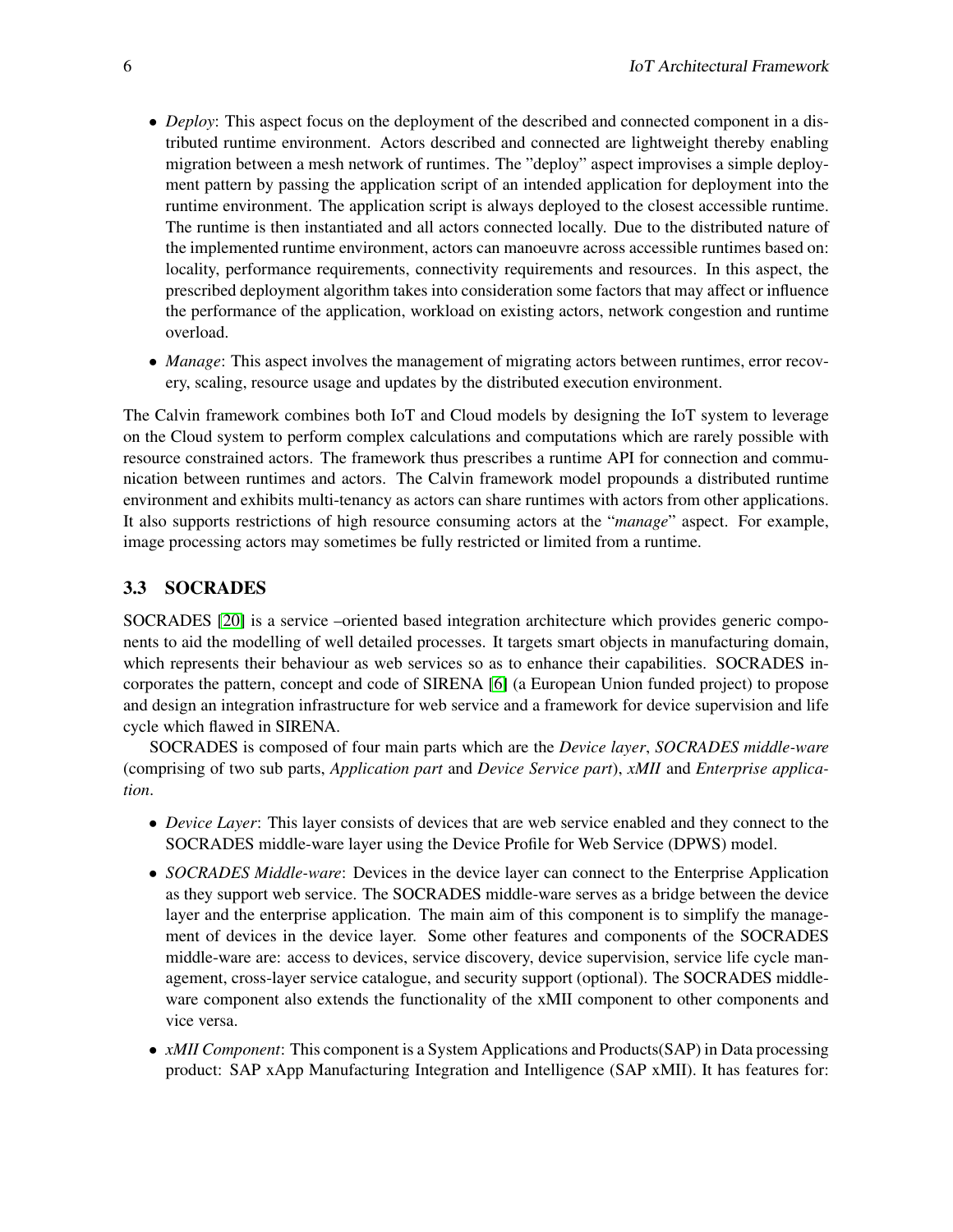- *Deploy*: This aspect focus on the deployment of the described and connected component in a distributed runtime environment. Actors described and connected are lightweight thereby enabling migration between a mesh network of runtimes. The "deploy" aspect improvises a simple deployment pattern by passing the application script of an intended application for deployment into the runtime environment. The application script is always deployed to the closest accessible runtime. The runtime is then instantiated and all actors connected locally. Due to the distributed nature of the implemented runtime environment, actors can manoeuvre across accessible runtimes based on: locality, performance requirements, connectivity requirements and resources. In this aspect, the prescribed deployment algorithm takes into consideration some factors that may affect or influence the performance of the application, workload on existing actors, network congestion and runtime overload.
- *Manage*: This aspect involves the management of migrating actors between runtimes, error recovery, scaling, resource usage and updates by the distributed execution environment.

The Calvin framework combines both IoT and Cloud models by designing the IoT system to leverage on the Cloud system to perform complex calculations and computations which are rarely possible with resource constrained actors. The framework thus prescribes a runtime API for connection and communication between runtimes and actors. The Calvin framework model propounds a distributed runtime environment and exhibits multi-tenancy as actors can share runtimes with actors from other applications. It also supports restrictions of high resource consuming actors at the "*manage*" aspect. For example, image processing actors may sometimes be fully restricted or limited from a runtime.

### 3.3 SOCRADES

SOCRADES [20] is a service –oriented based integration architecture which provides generic components to aid the modelling of well detailed processes. It targets smart objects in manufacturing domain, which represents their behaviour as web services so as to enhance their capabilities. SOCRADES incorporates the pattern, concept and code of SIRENA [6] (a European Union funded project) to propose and design an integration infrastructure for web service and a framework for device supervision and life cycle which flawed in SIRENA.

SOCRADES is composed of four main parts which are the *Device layer*, *SOCRADES middle-ware* (comprising of two sub parts, *Application part* and *Device Service part*), *xMII* and *Enterprise application*.

- *Device Layer*: This layer consists of devices that are web service enabled and they connect to the SOCRADES middle-ware layer using the Device Profile for Web Service (DPWS) model.
- *SOCRADES Middle-ware*: Devices in the device layer can connect to the Enterprise Application as they support web service. The SOCRADES middle-ware serves as a bridge between the device layer and the enterprise application. The main aim of this component is to simplify the management of devices in the device layer. Some other features and components of the SOCRADES middle-ware are: access to devices, service discovery, device supervision, service life cycle management, cross-layer service catalogue, and security support (optional). The SOCRADES middleware component also extends the functionality of the xMII component to other components and vice versa.
- *xMII Component*: This component is a System Applications and Products(SAP) in Data processing product: SAP xApp Manufacturing Integration and Intelligence (SAP xMII). It has features for: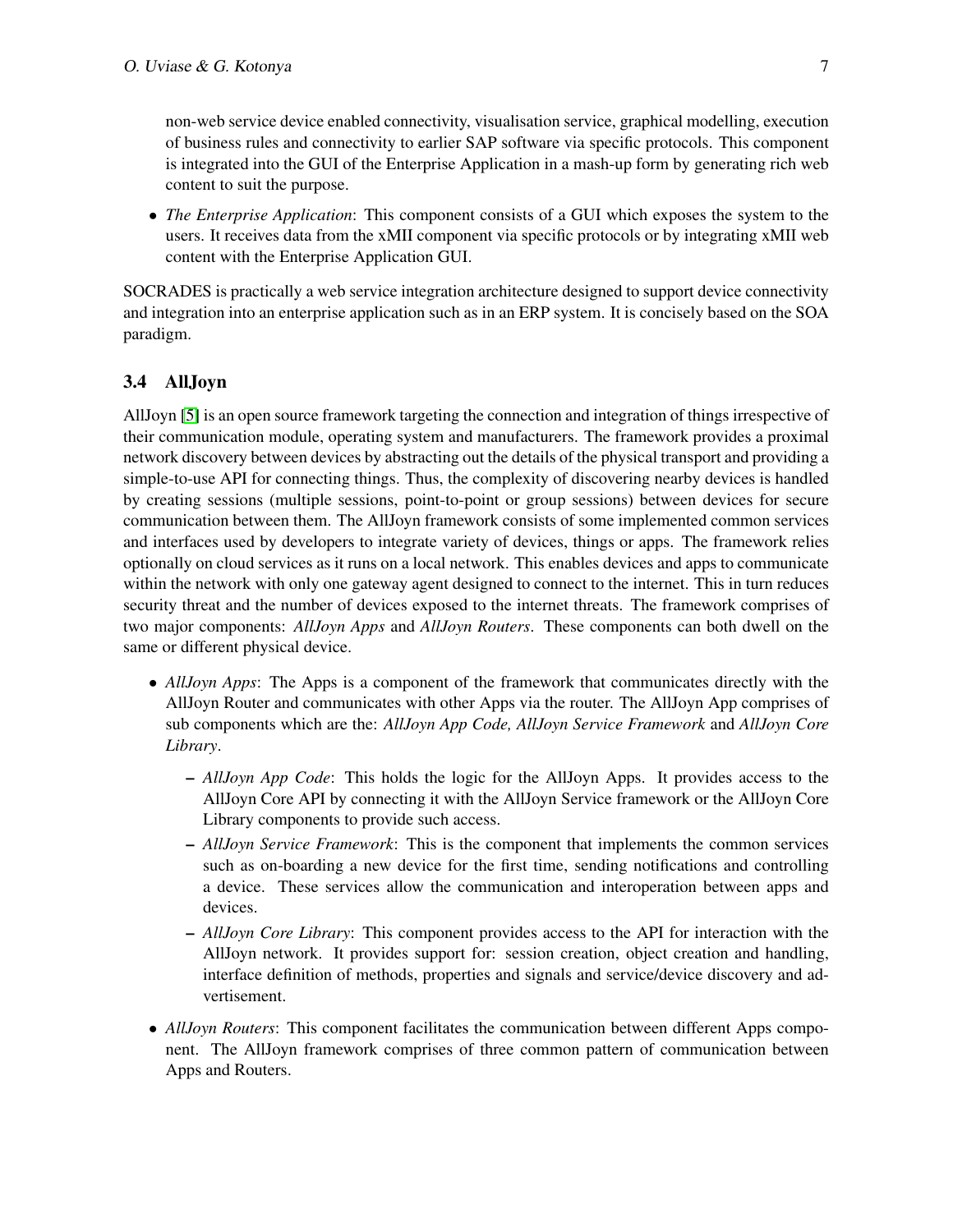non-web service device enabled connectivity, visualisation service, graphical modelling, execution of business rules and connectivity to earlier SAP software via specific protocols. This component is integrated into the GUI of the Enterprise Application in a mash-up form by generating rich web content to suit the purpose.

- *The Enterprise Application*: This component consists of a GUI which exposes the system to the users. It receives data from the xMII component via specific protocols or by integrating xMII web content with the Enterprise Application GUI.

SOCRADES is practically a web service integration architecture designed to support device connectivity and integration into an enterprise application such as in an ERP system. It is concisely based on the SOA paradigm.

### 3.4 AllJoyn

AllJoyn [5] is an open source framework targeting the connection and integration of things irrespective of their communication module, operating system and manufacturers. The framework provides a proximal network discovery between devices by abstracting out the details of the physical transport and providing a simple-to-use API for connecting things. Thus, the complexity of discovering nearby devices is handled by creating sessions (multiple sessions, point-to-point or group sessions) between devices for secure communication between them. The AllJoyn framework consists of some implemented common services and interfaces used by developers to integrate variety of devices, things or apps. The framework relies optionally on cloud services as it runs on a local network. This enables devices and apps to communicate within the network with only one gateway agent designed to connect to the internet. This in turn reduces security threat and the number of devices exposed to the internet threats. The framework comprises of two major components: *AllJoyn Apps* and *AllJoyn Routers*. These components can both dwell on the same or different physical device.

- *AllJoyn Apps*: The Apps is a component of the framework that communicates directly with the AllJoyn Router and communicates with other Apps via the router. The AllJoyn App comprises of sub components which are the: *AllJoyn App Code, AllJoyn Service Framework* and *AllJoyn Core Library*.
  - *AllJoyn App Code*: This holds the logic for the AllJoyn Apps. It provides access to the AllJoyn Core API by connecting it with the AllJoyn Service framework or the AllJoyn Core Library components to provide such access.
  - *AllJoyn Service Framework*: This is the component that implements the common services such as on-boarding a new device for the first time, sending notifications and controlling a device. These services allow the communication and interoperation between apps and devices.
  - *AllJoyn Core Library*: This component provides access to the API for interaction with the AllJoyn network. It provides support for: session creation, object creation and handling, interface definition of methods, properties and signals and service/device discovery and advertisement.
- *AllJoyn Routers*: This component facilitates the communication between different Apps component. The AllJoyn framework comprises of three common pattern of communication between Apps and Routers.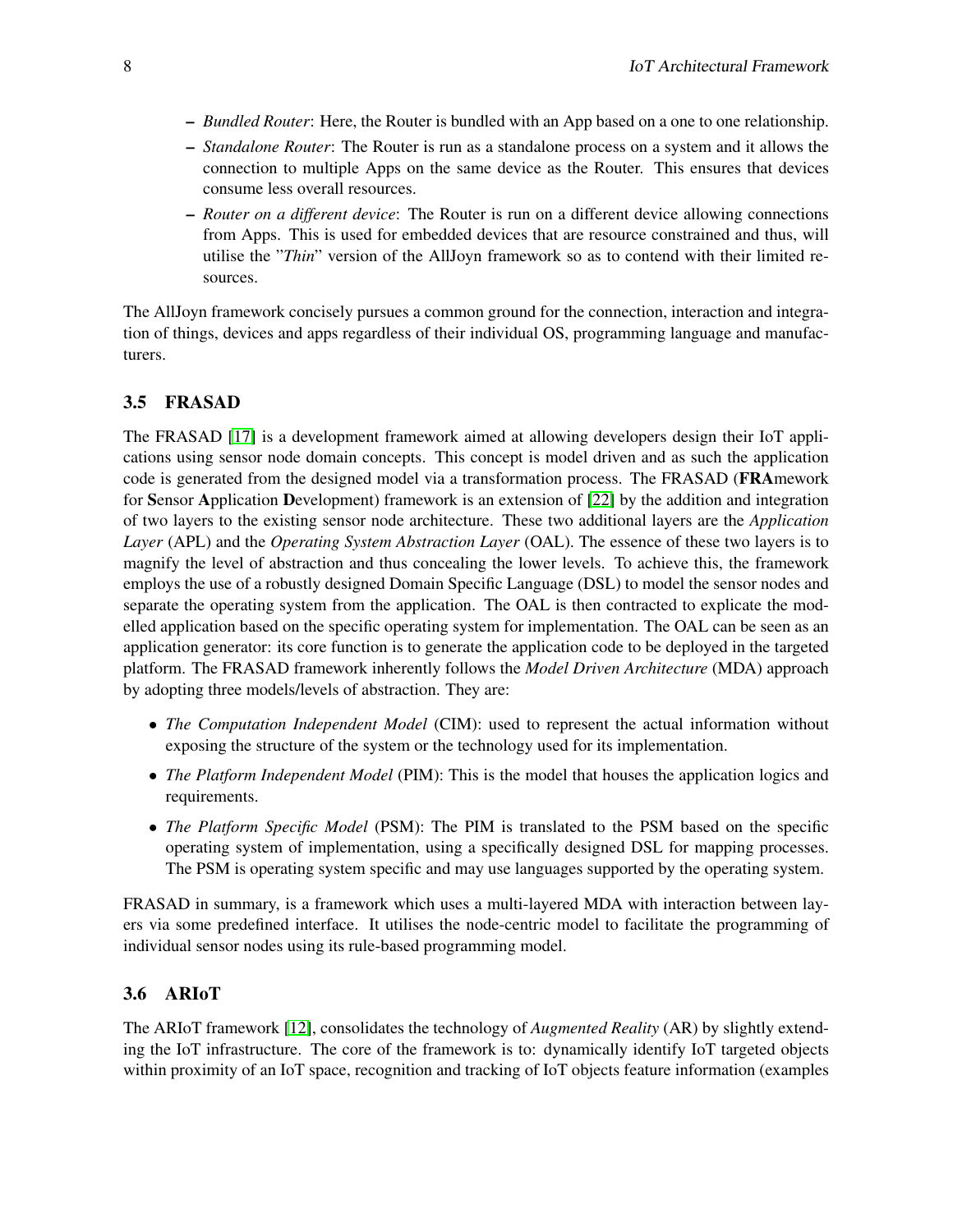- *Bundled Router*: Here, the Router is bundled with an App based on a one to one relationship.
- *Standalone Router*: The Router is run as a standalone process on a system and it allows the connection to multiple Apps on the same device as the Router. This ensures that devices consume less overall resources.
- *Router on a different device*: The Router is run on a different device allowing connections from Apps. This is used for embedded devices that are resource constrained and thus, will utilise the "*Thin*" version of the AllJoyn framework so as to contend with their limited resources.

The AllJoyn framework concisely pursues a common ground for the connection, interaction and integration of things, devices and apps regardless of their individual OS, programming language and manufacturers.

### 3.5 FRASAD

The FRASAD [17] is a development framework aimed at allowing developers design their IoT applications using sensor node domain concepts. This concept is model driven and as such the application code is generated from the designed model via a transformation process. The FRASAD (**FRA**mework for **S**ensor **A**pplication **D**evelopment) framework is an extension of [22] by the addition and integration of two layers to the existing sensor node architecture. These two additional layers are the *Application Layer* (APL) and the *Operating System Abstraction Layer* (OAL). The essence of these two layers is to magnify the level of abstraction and thus concealing the lower levels. To achieve this, the framework employs the use of a robustly designed Domain Specific Language (DSL) to model the sensor nodes and separate the operating system from the application. The OAL is then contracted to explicate the modelled application based on the specific operating system for implementation. The OAL can be seen as an application generator: its core function is to generate the application code to be deployed in the targeted platform. The FRASAD framework inherently follows the *Model Driven Architecture* (MDA) approach by adopting three models/levels of abstraction. They are:

- *The Computation Independent Model* (CIM): used to represent the actual information without exposing the structure of the system or the technology used for its implementation.
- *The Platform Independent Model* (PIM): This is the model that houses the application logics and requirements.
- *The Platform Specific Model* (PSM): The PIM is translated to the PSM based on the specific operating system of implementation, using a specifically designed DSL for mapping processes. The PSM is operating system specific and may use languages supported by the operating system.

FRASAD in summary, is a framework which uses a multi-layered MDA with interaction between layers via some predefined interface. It utilises the node-centric model to facilitate the programming of individual sensor nodes using its rule-based programming model.

### 3.6 ARIoT

The ARIoT framework [12], consolidates the technology of *Augmented Reality* (AR) by slightly extending the IoT infrastructure. The core of the framework is to: dynamically identify IoT targeted objects within proximity of an IoT space, recognition and tracking of IoT objects feature information (examples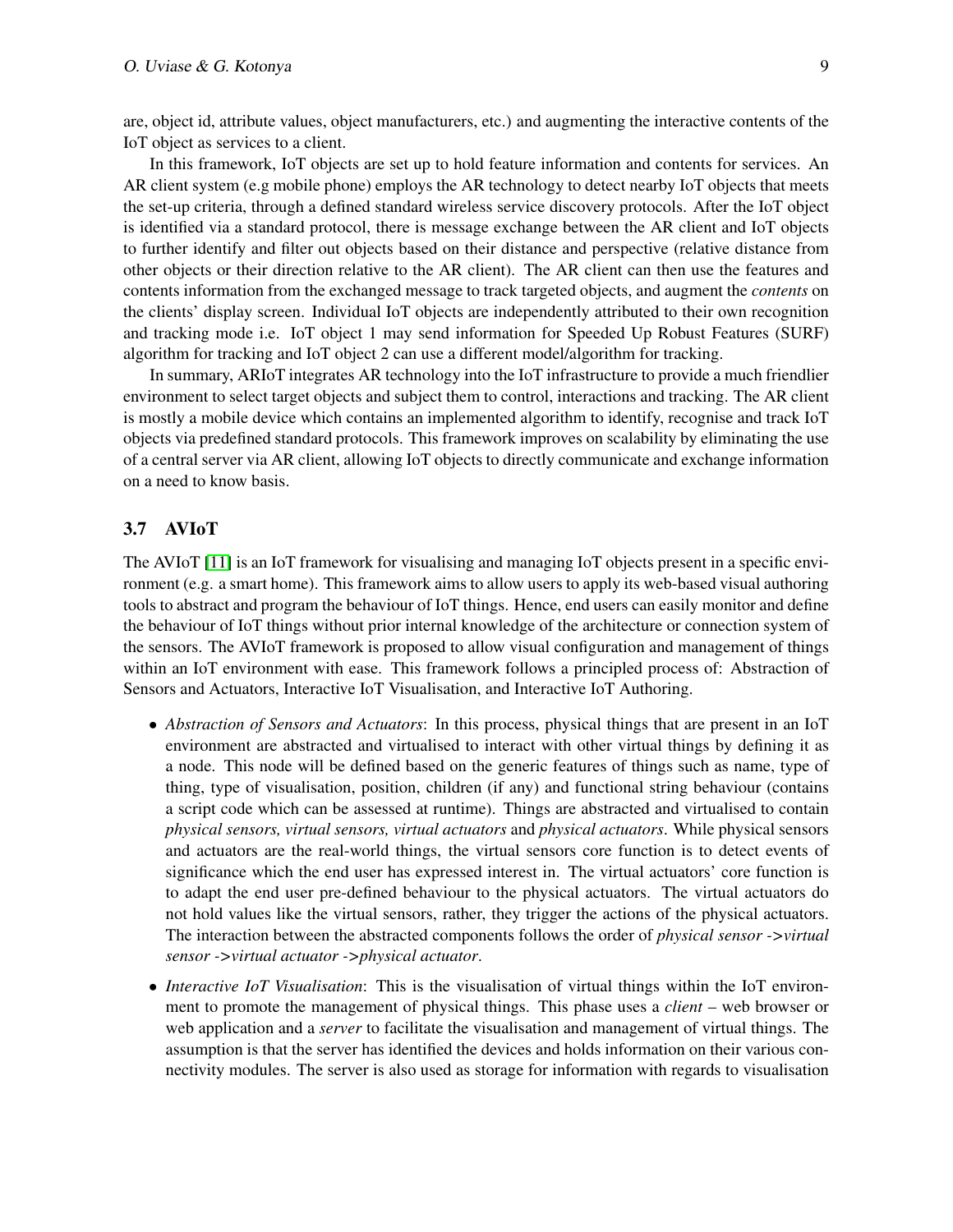are, object id, attribute values, object manufacturers, etc.) and augmenting the interactive contents of the IoT object as services to a client.

In this framework, IoT objects are set up to hold feature information and contents for services. An AR client system (e.g mobile phone) employs the AR technology to detect nearby IoT objects that meets the set-up criteria, through a defined standard wireless service discovery protocols. After the IoT object is identified via a standard protocol, there is message exchange between the AR client and IoT objects to further identify and filter out objects based on their distance and perspective (relative distance from other objects or their direction relative to the AR client). The AR client can then use the features and contents information from the exchanged message to track targeted objects, and augment the *contents* on the clients' display screen. Individual IoT objects are independently attributed to their own recognition and tracking mode i.e. IoT object 1 may send information for Speeded Up Robust Features (SURF) algorithm for tracking and IoT object 2 can use a different model/algorithm for tracking.

In summary, ARIoT integrates AR technology into the IoT infrastructure to provide a much friendlier environment to select target objects and subject them to control, interactions and tracking. The AR client is mostly a mobile device which contains an implemented algorithm to identify, recognise and track IoT objects via predefined standard protocols. This framework improves on scalability by eliminating the use of a central server via AR client, allowing IoT objects to directly communicate and exchange information on a need to know basis.

### 3.7 AVIoT

The AVIoT [11] is an IoT framework for visualising and managing IoT objects present in a specific environment (e.g. a smart home). This framework aims to allow users to apply its web-based visual authoring tools to abstract and program the behaviour of IoT things. Hence, end users can easily monitor and define the behaviour of IoT things without prior internal knowledge of the architecture or connection system of the sensors. The AVIoT framework is proposed to allow visual configuration and management of things within an IoT environment with ease. This framework follows a principled process of: Abstraction of Sensors and Actuators, Interactive IoT Visualisation, and Interactive IoT Authoring.

- *Abstraction of Sensors and Actuators*: In this process, physical things that are present in an IoT environment are abstracted and virtualised to interact with other virtual things by defining it as a node. This node will be defined based on the generic features of things such as name, type of thing, type of visualisation, position, children (if any) and functional string behaviour (contains a script code which can be assessed at runtime). Things are abstracted and virtualised to contain *physical sensors, virtual sensors, virtual actuators* and *physical actuators*. While physical sensors and actuators are the real-world things, the virtual sensors core function is to detect events of significance which the end user has expressed interest in. The virtual actuators' core function is to adapt the end user pre-defined behaviour to the physical actuators. The virtual actuators do not hold values like the virtual sensors, rather, they trigger the actions of the physical actuators. The interaction between the abstracted components follows the order of *physical sensor ->virtual sensor ->virtual actuator ->physical actuator*.
- *Interactive IoT Visualisation*: This is the visualisation of virtual things within the IoT environment to promote the management of physical things. This phase uses a *client* – web browser or web application and a *server* to facilitate the visualisation and management of virtual things. The assumption is that the server has identified the devices and holds information on their various connectivity modules. The server is also used as storage for information with regards to visualisation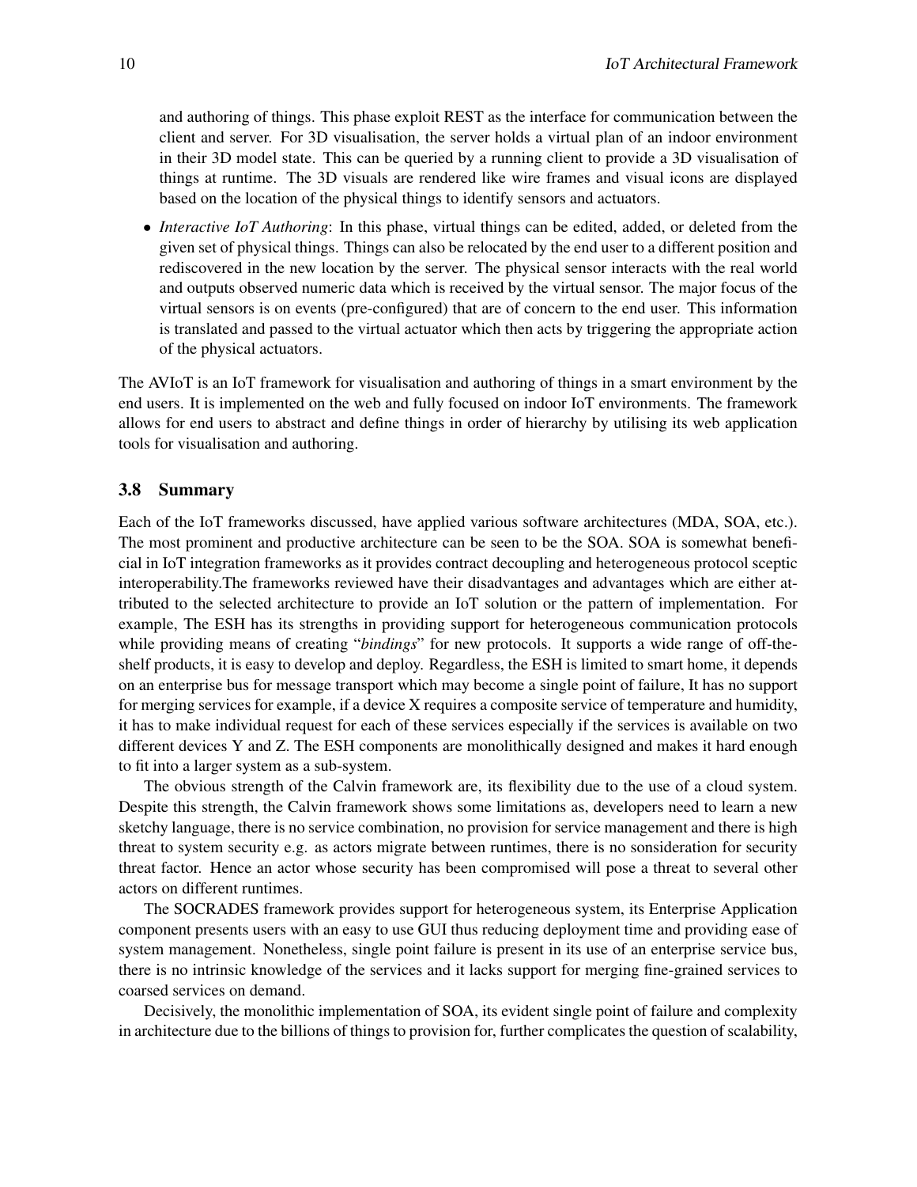and authoring of things. This phase exploit REST as the interface for communication between the client and server. For 3D visualisation, the server holds a virtual plan of an indoor environment in their 3D model state. This can be queried by a running client to provide a 3D visualisation of things at runtime. The 3D visuals are rendered like wire frames and visual icons are displayed based on the location of the physical things to identify sensors and actuators.

- *Interactive IoT Authoring*: In this phase, virtual things can be edited, added, or deleted from the given set of physical things. Things can also be relocated by the end user to a different position and rediscovered in the new location by the server. The physical sensor interacts with the real world and outputs observed numeric data which is received by the virtual sensor. The major focus of the virtual sensors is on events (pre-configured) that are of concern to the end user. This information is translated and passed to the virtual actuator which then acts by triggering the appropriate action of the physical actuators.

The AVIoT is an IoT framework for visualisation and authoring of things in a smart environment by the end users. It is implemented on the web and fully focused on indoor IoT environments. The framework allows for end users to abstract and define things in order of hierarchy by utilising its web application tools for visualisation and authoring.

### 3.8 Summary

Each of the IoT frameworks discussed, have applied various software architectures (MDA, SOA, etc.). The most prominent and productive architecture can be seen to be the SOA. SOA is somewhat beneficial in IoT integration frameworks as it provides contract decoupling and heterogeneous protocol sceptic interoperability.The frameworks reviewed have their disadvantages and advantages which are either attributed to the selected architecture to provide an IoT solution or the pattern of implementation. For example, The ESH has its strengths in providing support for heterogeneous communication protocols while providing means of creating "*bindings*" for new protocols. It supports a wide range of off-the-shelf products, it is easy to develop and deploy. Regardless, the ESH is limited to smart home, it depends on an enterprise bus for message transport which may become a single point of failure, It has no support for merging services for example, if a device X requires a composite service of temperature and humidity, it has to make individual request for each of these services especially if the services is available on two different devices Y and Z. The ESH components are monolithically designed and makes it hard enough to fit into a larger system as a sub-system.

The obvious strength of the Calvin framework are, its flexibility due to the use of a cloud system. Despite this strength, the Calvin framework shows some limitations as, developers need to learn a new sketchy language, there is no service combination, no provision for service management and there is high threat to system security e.g. as actors migrate between runtimes, there is no sonsideration for security threat factor. Hence an actor whose security has been compromised will pose a threat to several other actors on different runtimes.

The SOCRADES framework provides support for heterogeneous system, its Enterprise Application component presents users with an easy to use GUI thus reducing deployment time and providing ease of system management. Nonetheless, single point failure is present in its use of an enterprise service bus, there is no intrinsic knowledge of the services and it lacks support for merging fine-grained services to coarsed services on demand.

Decisively, the monolithic implementation of SOA, its evident single point of failure and complexity in architecture due to the billions of things to provision for, further complicates the question of scalability,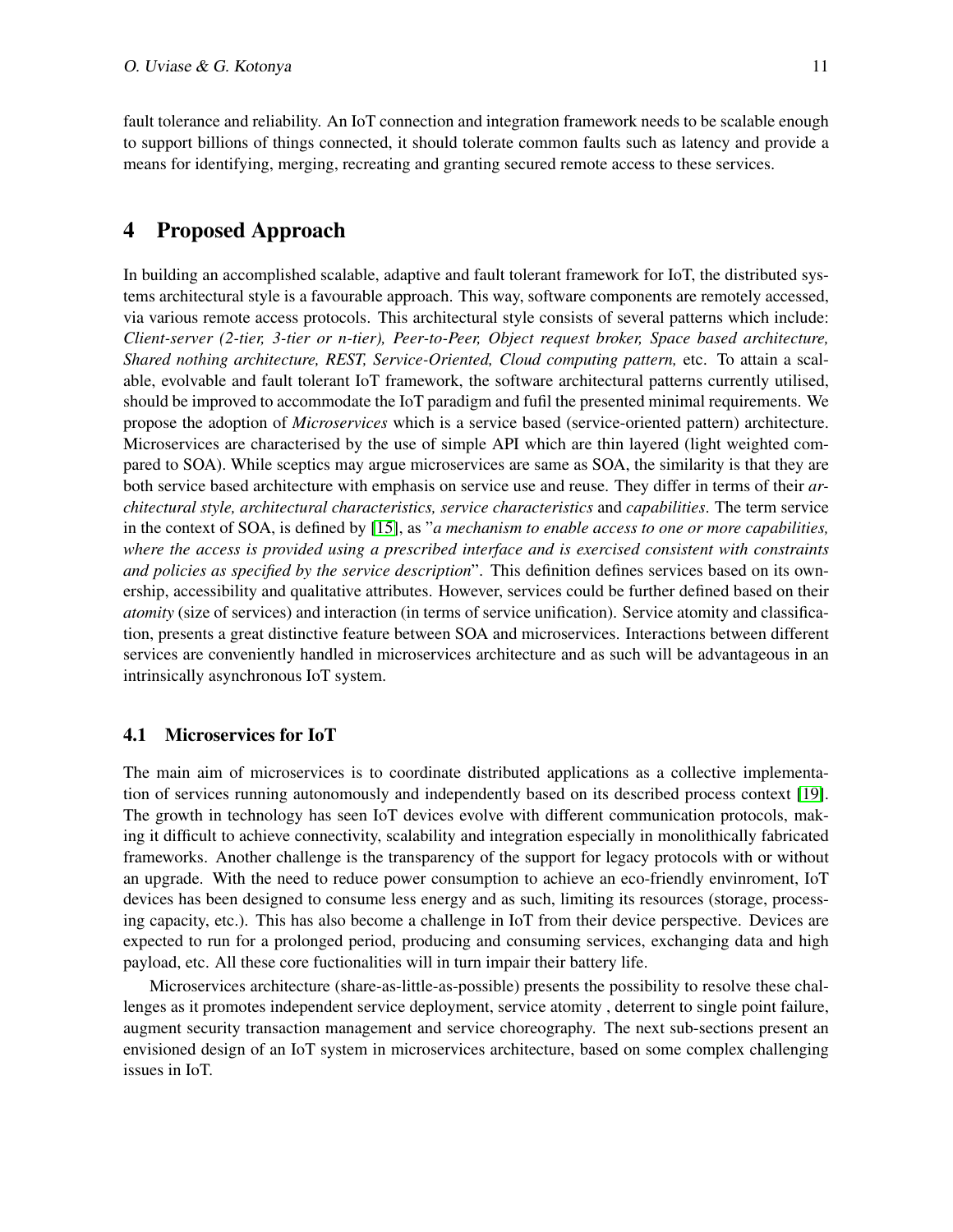fault tolerance and reliability. An IoT connection and integration framework needs to be scalable enough to support billions of things connected, it should tolerate common faults such as latency and provide a means for identifying, merging, recreating and granting secured remote access to these services.

# 4 Proposed Approach

In building an accomplished scalable, adaptive and fault tolerant framework for IoT, the distributed systems architectural style is a favourable approach. This way, software components are remotely accessed, via various remote access protocols. This architectural style consists of several patterns which include: *Client-server (2-tier, 3-tier or n-tier), Peer-to-Peer, Object request broker, Space based architecture, Shared nothing architecture, REST, Service-Oriented, Cloud computing pattern,* etc. To attain a scalable, evolvable and fault tolerant IoT framework, the software architectural patterns currently utilised, should be improved to accommodate the IoT paradigm and fufil the presented minimal requirements. We propose the adoption of *Microservices* which is a service based (service-oriented pattern) architecture. Microservices are characterised by the use of simple API which are thin layered (light weighted compared to SOA). While sceptics may argue microservices are same as SOA, the similarity is that they are both service based architecture with emphasis on service use and reuse. They differ in terms of their *architectural style, architectural characteristics, service characteristics* and *capabilities*. The term service in the context of SOA, is defined by [15], as "*a mechanism to enable access to one or more capabilities, where the access is provided using a prescribed interface and is exercised consistent with constraints and policies as specified by the service description*". This definition defines services based on its ownership, accessibility and qualitative attributes. However, services could be further defined based on their *atomity* (size of services) and interaction (in terms of service unification). Service atomity and classification, presents a great distinctive feature between SOA and microservices. Interactions between different services are conveniently handled in microservices architecture and as such will be advantageous in an intrinsically asynchronous IoT system.

## 4.1 Microservices for IoT

The main aim of microservices is to coordinate distributed applications as a collective implementation of services running autonomously and independently based on its described process context [19]. The growth in technology has seen IoT devices evolve with different communication protocols, making it difficult to achieve connectivity, scalability and integration especially in monolithically fabricated frameworks. Another challenge is the transparency of the support for legacy protocols with or without an upgrade. With the need to reduce power consumption to achieve an eco-friendly envinroment, IoT devices has been designed to consume less energy and as such, limiting its resources (storage, processing capacity, etc.). This has also become a challenge in IoT from their device perspective. Devices are expected to run for a prolonged period, producing and consuming services, exchanging data and high payload, etc. All these core fuctionalities will in turn impair their battery life.

Microservices architecture (share-as-little-as-possible) presents the possibility to resolve these challenges as it promotes independent service deployment, service atomity , deterrent to single point failure, augment security transaction management and service choreography. The next sub-sections present an envisioned design of an IoT system in microservices architecture, based on some complex challenging issues in IoT.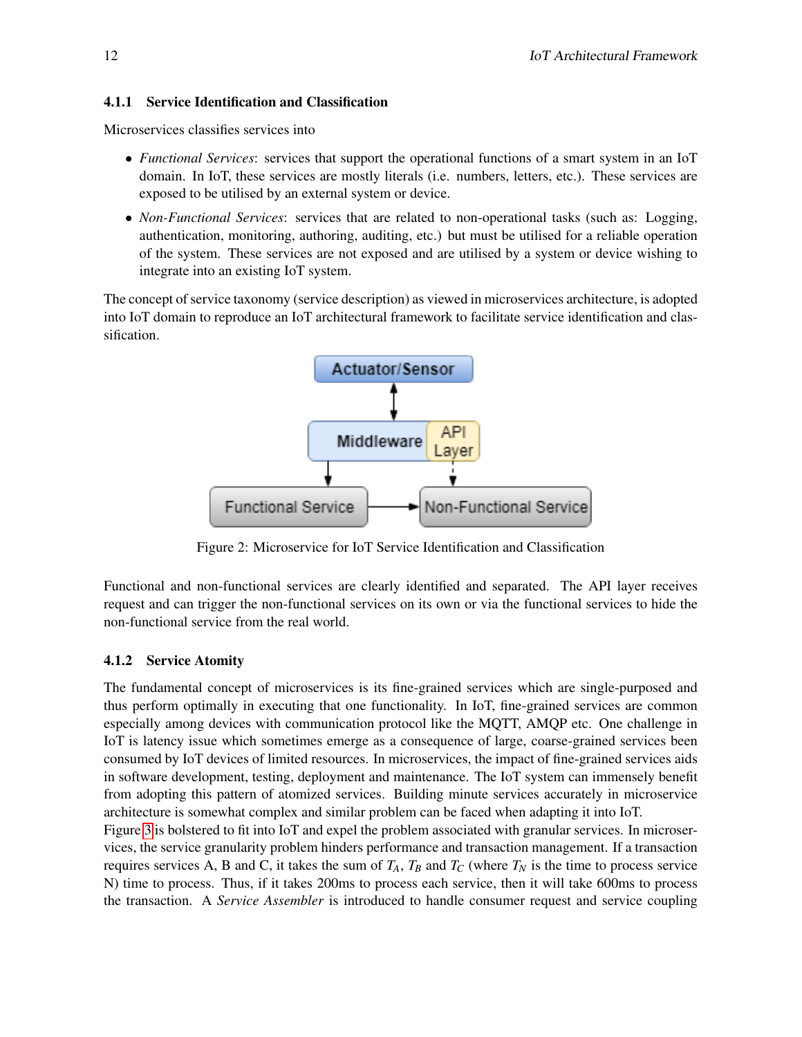### 4.1.1 Service Identification and Classification

Microservices classifies services into

- *Functional Services*: services that support the operational functions of a smart system in an IoT domain. In IoT, these services are mostly literals (i.e. numbers, letters, etc.). These services are exposed to be utilised by an external system or device.
- *Non-Functional Services*: services that are related to non-operational tasks (such as: Logging, authentication, monitoring, authoring, auditing, etc.) but must be utilised for a reliable operation of the system. These services are not exposed and are utilised by a system or device wishing to integrate into an existing IoT system.

The concept of service taxonomy (service description) as viewed in microservices architecture, is adopted into IoT domain to reproduce an IoT architectural framework to facilitate service identification and classification.

Figure 2: Microservice for IoT Service Identification and Classification

Functional and non-functional services are clearly identified and separated. The API layer receives request and can trigger the non-functional services on its own or via the functional services to hide the non-functional service from the real world.

### 4.1.2 Service Atomity

The fundamental concept of microservices is its fine-grained services which are single-purposed and thus perform optimally in executing that one functionality. In IoT, fine-grained services are common especially among devices with communication protocol like the MQTT, AMQP etc. One challenge in IoT is latency issue which sometimes emerge as a consequence of large, coarse-grained services been consumed by IoT devices of limited resources. In microservices, the impact of fine-grained services aids in software development, testing, deployment and maintenance. The IoT system can immensely benefit from adopting this pattern of atomized services. Building minute services accurately in microservice architecture is somewhat complex and similar problem can be faced when adapting it into IoT.
Figure 3 is bolstered to fit into IoT and expel the problem associated with granular services. In microservices, the service granularity problem hinders performance and transaction management. If a transaction requires services A, B and C, it takes the sum of $T_A$, $T_B$ and $T_C$ (where $T_N$ is the time to process service N) time to process. Thus, if it takes 200ms to process each service, then it will take 600ms to process the transaction. A *Service Assembler* is introduced to handle consumer request and service coupling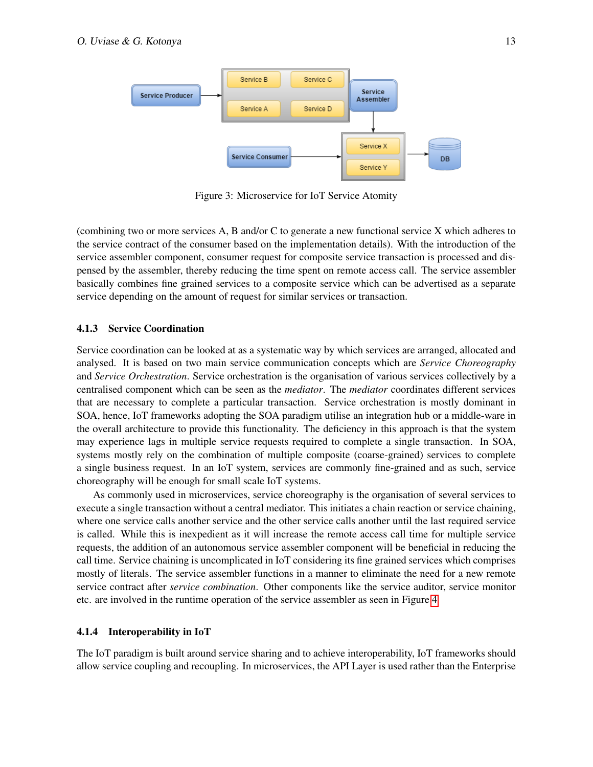Figure 3: Microservice for IoT Service Atomity

(combining two or more services A, B and/or C to generate a new functional service X which adheres to the service contract of the consumer based on the implementation details). With the introduction of the service assembler component, consumer request for composite service transaction is processed and dispensed by the assembler, thereby reducing the time spent on remote access call. The service assembler basically combines fine grained services to a composite service which can be advertised as a separate service depending on the amount of request for similar services or transaction.

#### 4.1.3 Service Coordination

Service coordination can be looked at as a systematic way by which services are arranged, allocated and analysed. It is based on two main service communication concepts which are *Service Choreography* and *Service Orchestration*. Service orchestration is the organisation of various services collectively by a centralised component which can be seen as the *mediator*. The *mediator* coordinates different services that are necessary to complete a particular transaction. Service orchestration is mostly dominant in SOA, hence, IoT frameworks adopting the SOA paradigm utilise an integration hub or a middle-ware in the overall architecture to provide this functionality. The deficiency in this approach is that the system may experience lags in multiple service requests required to complete a single transaction. In SOA, systems mostly rely on the combination of multiple composite (coarse-grained) services to complete a single business request. In an IoT system, services are commonly fine-grained and as such, service choreography will be enough for small scale IoT systems.

As commonly used in microservices, service choreography is the organisation of several services to execute a single transaction without a central mediator. This initiates a chain reaction or service chaining, where one service calls another service and the other service calls another until the last required service is called. While this is inexpedient as it will increase the remote access call time for multiple service requests, the addition of an autonomous service assembler component will be beneficial in reducing the call time. Service chaining is uncomplicated in IoT considering its fine grained services which comprises mostly of literals. The service assembler functions in a manner to eliminate the need for a new remote service contract after *service combination*. Other components like the service auditor, service monitor etc. are involved in the runtime operation of the service assembler as seen in Figure 4.

#### 4.1.4 Interoperability in IoT

The IoT paradigm is built around service sharing and to achieve interoperability, IoT frameworks should allow service coupling and recoupling. In microservices, the API Layer is used rather than the Enterprise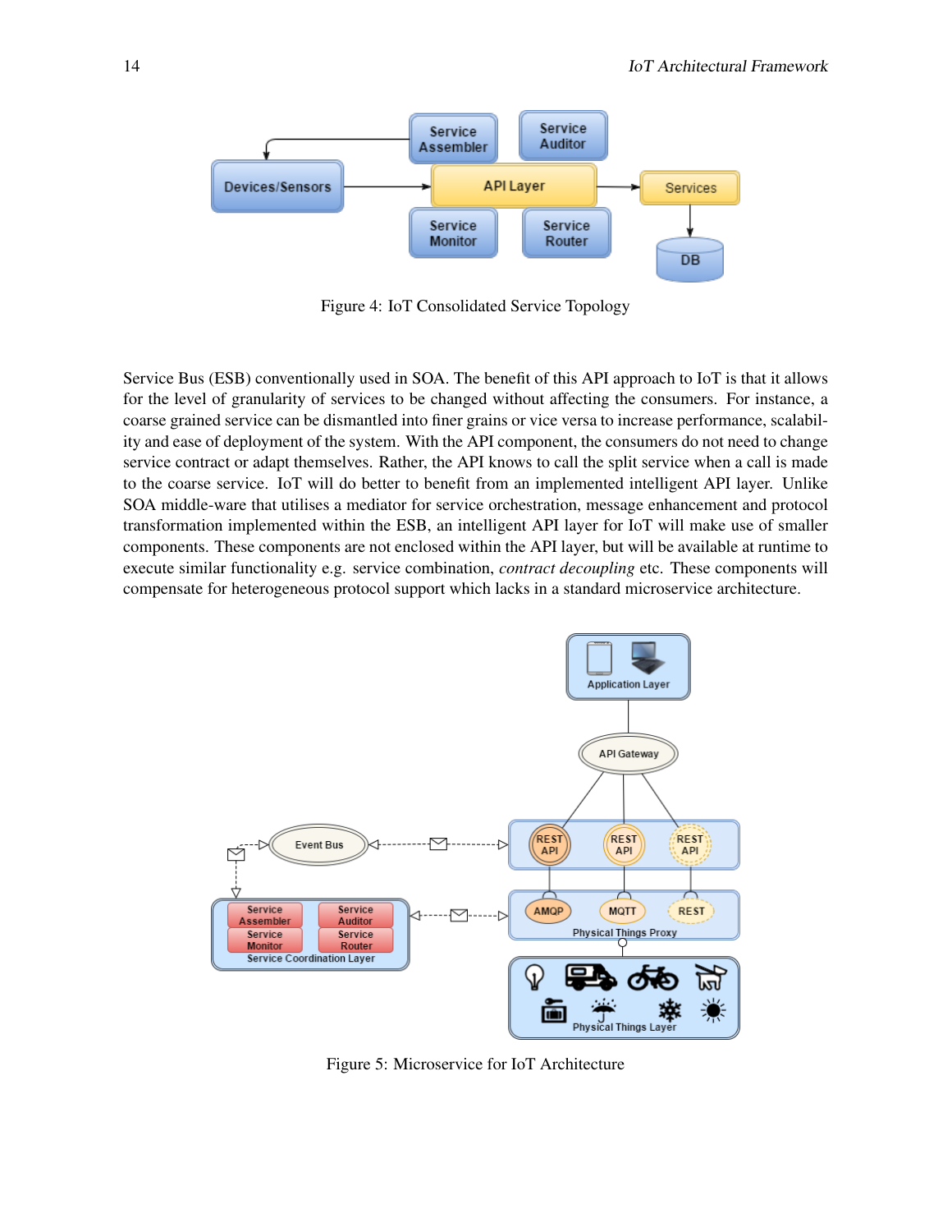Figure 4: IoT Consolidated Service Topology

Service Bus (ESB) conventionally used in SOA. The benefit of this API approach to IoT is that it allows for the level of granularity of services to be changed without affecting the consumers. For instance, a coarse grained service can be dismantled into finer grains or vice versa to increase performance, scalability and ease of deployment of the system. With the API component, the consumers do not need to change service contract or adapt themselves. Rather, the API knows to call the split service when a call is made to the coarse service. IoT will do better to benefit from an implemented intelligent API layer. Unlike SOA middle-ware that utilises a mediator for service orchestration, message enhancement and protocol transformation implemented within the ESB, an intelligent API layer for IoT will make use of smaller components. These components are not enclosed within the API layer, but will be available at runtime to execute similar functionality e.g. service combination, *contract decoupling* etc. These components will compensate for heterogeneous protocol support which lacks in a standard microservice architecture.

Figure 5: Microservice for IoT Architecture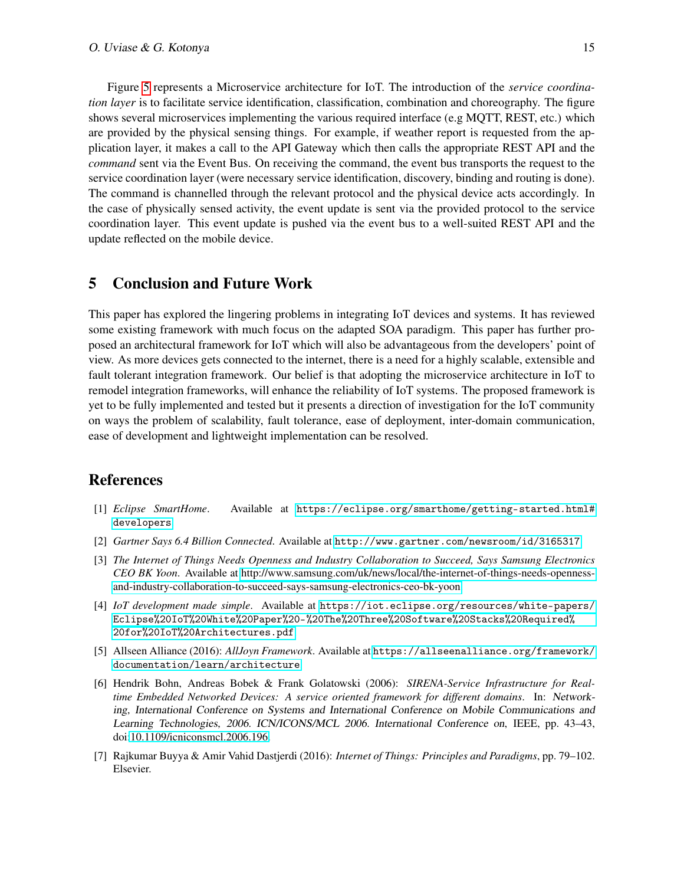Figure 5 represents a Microservice architecture for IoT. The introduction of the *service coordination layer* is to facilitate service identification, classification, combination and choreography. The figure shows several microservices implementing the various required interface (e.g MQTT, REST, etc.) which are provided by the physical sensing things. For example, if weather report is requested from the application layer, it makes a call to the API Gateway which then calls the appropriate REST API and the *command* sent via the Event Bus. On receiving the command, the event bus transports the request to the service coordination layer (were necessary service identification, discovery, binding and routing is done). The command is channelled through the relevant protocol and the physical device acts accordingly. In the case of physically sensed activity, the event update is sent via the provided protocol to the service coordination layer. This event update is pushed via the event bus to a well-suited REST API and the update reflected on the mobile device.

## 5 Conclusion and Future Work

This paper has explored the lingering problems in integrating IoT devices and systems. It has reviewed some existing framework with much focus on the adapted SOA paradigm. This paper has further proposed an architectural framework for IoT which will also be advantageous from the developers' point of view. As more devices gets connected to the internet, there is a need for a highly scalable, extensible and fault tolerant integration framework. Our belief is that adopting the microservice architecture in IoT to remodel integration frameworks, will enhance the reliability of IoT systems. The proposed framework is yet to be fully implemented and tested but it presents a direction of investigation for the IoT community on ways the problem of scalability, fault tolerance, ease of deployment, inter-domain communication, ease of development and lightweight implementation can be resolved.

## References

[1] *Eclipse SmartHome*. Available at `https://eclipse.org/smarthome/getting-started.html#developers`

[2] *Gartner Says 6.4 Billion Connected*. Available at `http://www.gartner.com/newsroom/id/3165317`

[3] *The Internet of Things Needs Openness and Industry Collaboration to Succeed, Says Samsung Electronics CEO BK Yoon*. Available at http://www.samsung.com/uk/news/local/the-internet-of-things-needs-openness-and-industry-collaboration-to-succeed-says-samsung-electronics-ceo-bk-yoon

[4] *IoT development made simple*. Available at `https://iot.eclipse.org/resources/white-papers/Eclipse%20IoT%20White%20Paper%20-%20The%20Three%20Software%20Stacks%20Required%20for%20IoT%20Architectures.pdf`

[5] Allseen Alliance (2016): *AllJoyn Framework*. Available at `https://allseenalliance.org/framework/documentation/learn/architecture`

[6] Hendrik Bohn, Andreas Bobek & Frank Golatowski (2006): *SIRENA-Service Infrastructure for Real-time Embedded Networked Devices: A service oriented framework for different domains*. In: *Networking, International Conference on Systems and International Conference on Mobile Communications and Learning Technologies, 2006. ICN/ICONS/MCL 2006. International Conference on*, IEEE, pp. 43–43, doi:10.1109/icniconsmcl.2006.196.

[7] Rajkumar Buyya & Amir Vahid Dastjerdi (2016): *Internet of Things: Principles and Paradigms*, pp. 79–102. Elsevier.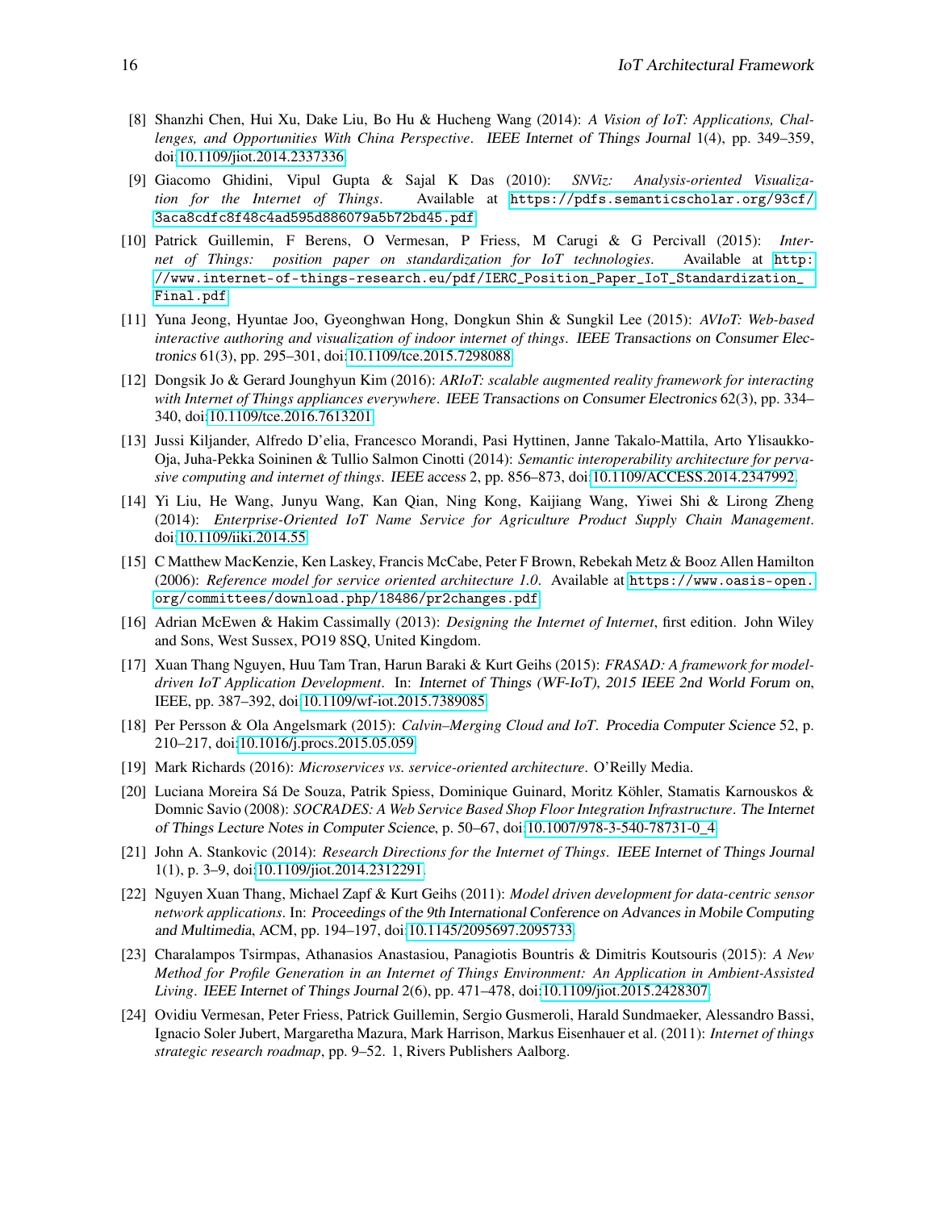[8] Shanzhi Chen, Hui Xu, Dake Liu, Bo Hu & Hucheng Wang (2014): *A Vision of IoT: Applications, Challenges, and Opportunities With China Perspective*. IEEE Internet of Things Journal 1(4), pp. 349–359, doi:10.1109/jiot.2014.2337336.

[9] Giacomo Ghidini, Vipul Gupta & Sajal K Das (2010): *SNViz: Analysis-oriented Visualization for the Internet of Things*. Available at https://pdfs.semanticscholar.org/93cf/3aca8cdfc8f48c4ad595d886079a5b72bd45.pdf.

[10] Patrick Guillemin, F Berens, O Vermesan, P Friess, M Carugi & G Percivall (2015): *Internet of Things: position paper on standardization for IoT technologies*. Available at http://www.internet-of-things-research.eu/pdf/IERC_Position_Paper_IoT_Standardization_Final.pdf.

[11] Yuna Jeong, Hyuntae Joo, Gyeonghwan Hong, Dongkun Shin & Sungkil Lee (2015): *AVIoT: Web-based interactive authoring and visualization of indoor internet of things*. IEEE Transactions on Consumer Electronics 61(3), pp. 295–301, doi:10.1109/tce.2015.7298088.

[12] Dongsik Jo & Gerard Jounghyun Kim (2016): *ARIoT: scalable augmented reality framework for interacting with Internet of Things appliances everywhere*. IEEE Transactions on Consumer Electronics 62(3), pp. 334–340, doi:10.1109/tce.2016.7613201.

[13] Jussi Kiljander, Alfredo D'elia, Francesco Morandi, Pasi Hyttinen, Janne Takalo-Mattila, Arto Ylisaukko-Oja, Juha-Pekka Soininen & Tullio Salmon Cinotti (2014): *Semantic interoperability architecture for pervasive computing and internet of things*. IEEE access 2, pp. 856–873, doi:10.1109/ACCESS.2014.2347992.

[14] Yi Liu, He Wang, Junyu Wang, Kan Qian, Ning Kong, Kaijiang Wang, Yiwei Shi & Lirong Zheng (2014): *Enterprise-Oriented IoT Name Service for Agriculture Product Supply Chain Management*. doi:10.1109/iiki.2014.55.

[15] C Matthew MacKenzie, Ken Laskey, Francis McCabe, Peter F Brown, Rebekah Metz & Booz Allen Hamilton (2006): *Reference model for service oriented architecture 1.0*. Available at https://www.oasis-open.org/committees/download.php/18486/pr2changes.pdf.

[16] Adrian McEwen & Hakim Cassimally (2013): *Designing the Internet of Internet*, first edition. John Wiley and Sons, West Sussex, PO19 8SQ, United Kingdom.

[17] Xuan Thang Nguyen, Huu Tam Tran, Harun Baraki & Kurt Geihs (2015): *FRASAD: A framework for model-driven IoT Application Development*. In: Internet of Things (WF-IoT), 2015 IEEE 2nd World Forum on, IEEE, pp. 387–392, doi:10.1109/wf-iot.2015.7389085.

[18] Per Persson & Ola Angelsmark (2015): *Calvin–Merging Cloud and IoT*. Procedia Computer Science 52, p. 210–217, doi:10.1016/j.procs.2015.05.059.

[19] Mark Richards (2016): *Microservices vs. service-oriented architecture*. O'Reilly Media.

[20] Luciana Moreira Sá De Souza, Patrik Spiess, Dominique Guinard, Moritz Köhler, Stamatis Karnouskos & Domnic Savio (2008): *SOCRADES: A Web Service Based Shop Floor Integration Infrastructure*. The Internet of Things Lecture Notes in Computer Science, p. 50–67, doi:10.1007/978-3-540-78731-0_4.

[21] John A. Stankovic (2014): *Research Directions for the Internet of Things*. IEEE Internet of Things Journal 1(1), p. 3–9, doi:10.1109/jiot.2014.2312291.

[22] Nguyen Xuan Thang, Michael Zapf & Kurt Geihs (2011): *Model driven development for data-centric sensor network applications*. In: Proceedings of the 9th International Conference on Advances in Mobile Computing and Multimedia, ACM, pp. 194–197, doi:10.1145/2095697.2095733.

[23] Charalampos Tsirmpas, Athanasios Anastasiou, Panagiotis Bountris & Dimitris Koutsouris (2015): *A New Method for Profile Generation in an Internet of Things Environment: An Application in Ambient-Assisted Living*. IEEE Internet of Things Journal 2(6), pp. 471–478, doi:10.1109/jiot.2015.2428307.

[24] Ovidiu Vermesan, Peter Friess, Patrick Guillemin, Sergio Gusmeroli, Harald Sundmaeker, Alessandro Bassi, Ignacio Soler Jubert, Margaretha Mazura, Mark Harrison, Markus Eisenhauer et al. (2011): *Internet of things strategic research roadmap*, pp. 9–52. 1, Rivers Publishers Aalborg.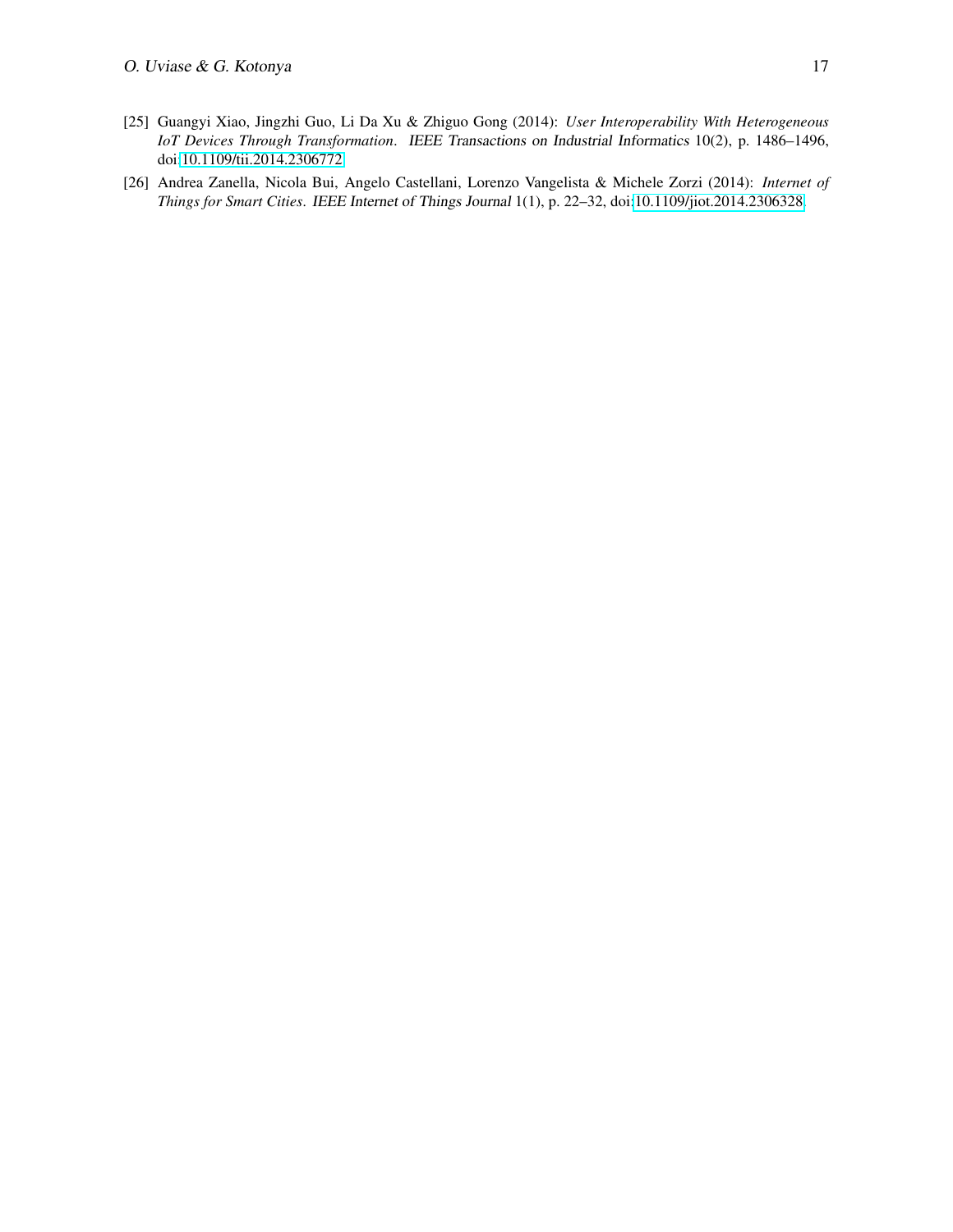[25] Guangyi Xiao, Jingzhi Guo, Li Da Xu & Zhiguo Gong (2014): *User Interoperability With Heterogeneous IoT Devices Through Transformation*. IEEE Transactions on Industrial Informatics 10(2), p. 1486–1496, doi:10.1109/tii.2014.2306772.

[26] Andrea Zanella, Nicola Bui, Angelo Castellani, Lorenzo Vangelista & Michele Zorzi (2014): *Internet of Things for Smart Cities*. IEEE Internet of Things Journal 1(1), p. 22–32, doi:10.1109/jiot.2014.2306328.